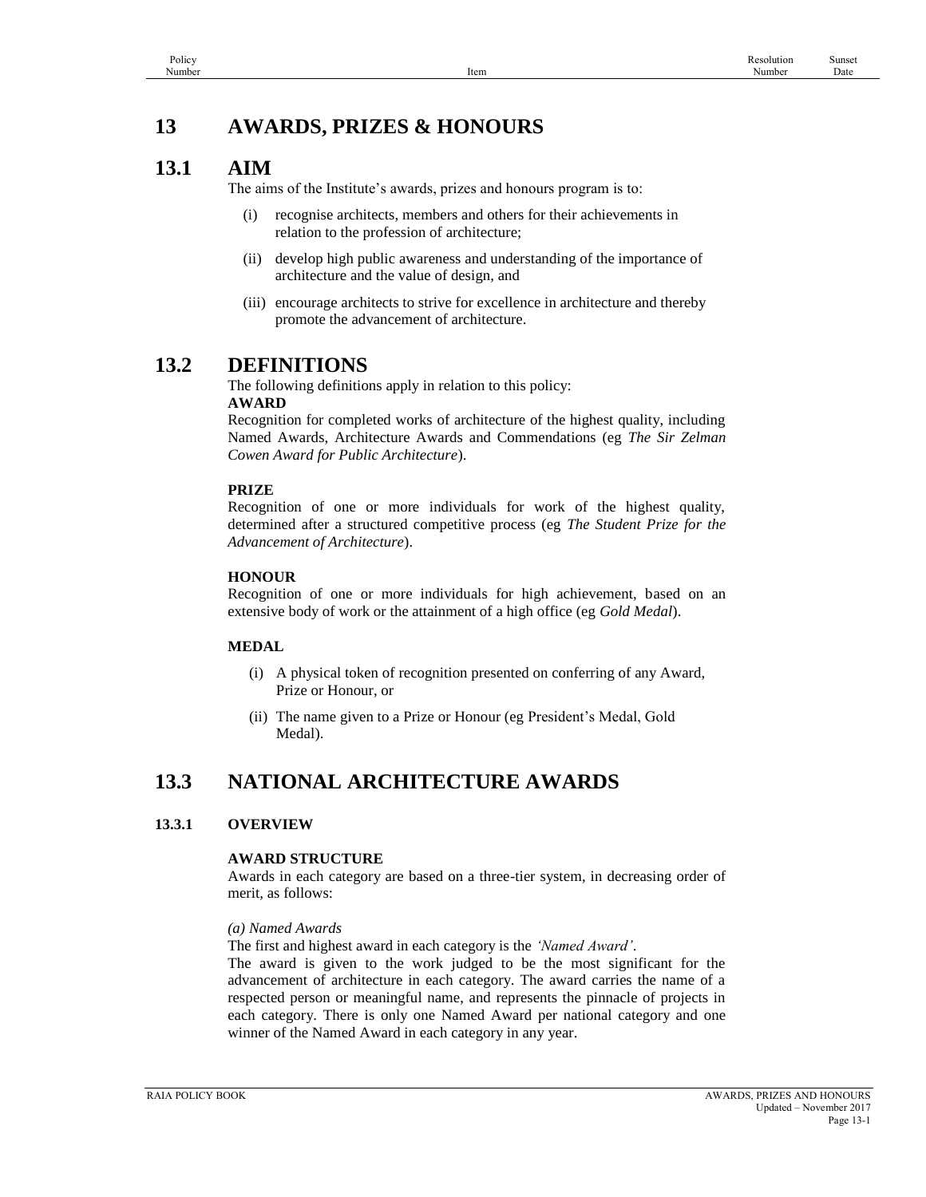# 13 AWARDS, PRIZES & HONOURS

## 13.1 AIM

The aims of the Institute's awards, prizes and honours program is to:

(i) recognise architects, members and others for their achievements in relation to the profession of architecture;

(ii) develop high public awareness and understanding of the importance of architecture and the value of design, and

(iii) encourage architects to strive for excellence in architecture and thereby promote the advancement of architecture.

## 13.2 DEFINITIONS

The following definitions apply in relation to this policy:

**AWARD**

Recognition for completed works of architecture of the highest quality, including Named Awards, Architecture Awards and Commendations (eg *The Sir Zelman Cowen Award for Public Architecture*).

**PRIZE**

Recognition of one or more individuals for work of the highest quality, determined after a structured competitive process (eg *The Student Prize for the Advancement of Architecture*).

**HONOUR**

Recognition of one or more individuals for high achievement, based on an extensive body of work or the attainment of a high office (eg *Gold Medal*).

**MEDAL**

(i) A physical token of recognition presented on conferring of any Award, Prize or Honour, or

(ii) The name given to a Prize or Honour (eg President's Medal, Gold Medal).

## 13.3 NATIONAL ARCHITECTURE AWARDS

### 13.3.1 OVERVIEW

**AWARD STRUCTURE**

Awards in each category are based on a three-tier system, in decreasing order of merit, as follows:

*(a) Named Awards*

The first and highest award in each category is the *'Named Award'*.

The award is given to the work judged to be the most significant for the advancement of architecture in each category. The award carries the name of a respected person or meaningful name, and represents the pinnacle of projects in each category. There is only one Named Award per national category and one winner of the Named Award in each category in any year.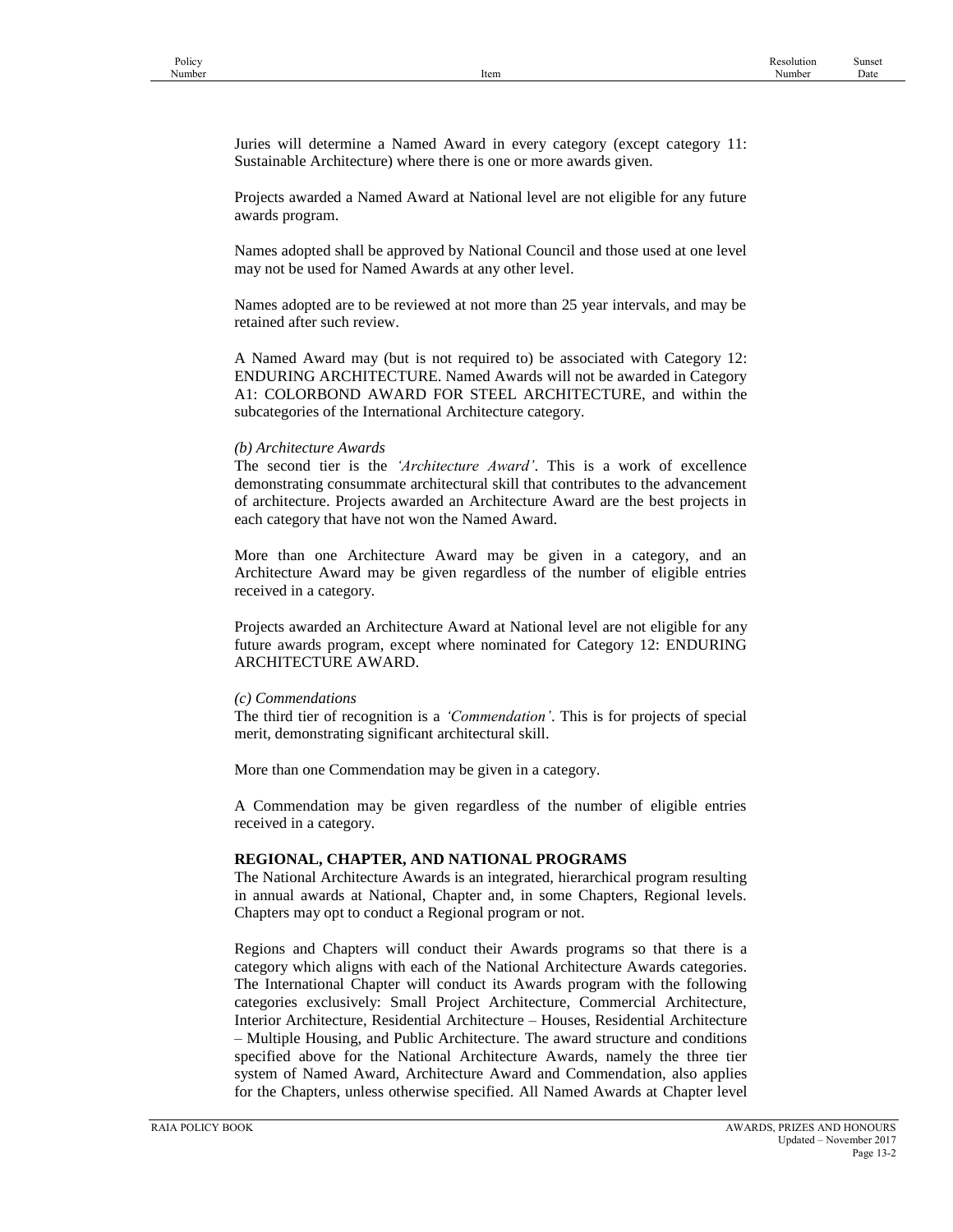Juries will determine a Named Award in every category (except category 11: Sustainable Architecture) where there is one or more awards given.

Projects awarded a Named Award at National level are not eligible for any future awards program.

Names adopted shall be approved by National Council and those used at one level may not be used for Named Awards at any other level.

Names adopted are to be reviewed at not more than 25 year intervals, and may be retained after such review.

A Named Award may (but is not required to) be associated with Category 12: ENDURING ARCHITECTURE. Named Awards will not be awarded in Category A1: COLORBOND AWARD FOR STEEL ARCHITECTURE, and within the subcategories of the International Architecture category.

*(b) Architecture Awards*

The second tier is the *'Architecture Award'*. This is a work of excellence demonstrating consummate architectural skill that contributes to the advancement of architecture. Projects awarded an Architecture Award are the best projects in each category that have not won the Named Award.

More than one Architecture Award may be given in a category, and an Architecture Award may be given regardless of the number of eligible entries received in a category.

Projects awarded an Architecture Award at National level are not eligible for any future awards program, except where nominated for Category 12: ENDURING ARCHITECTURE AWARD.

*(c) Commendations*

The third tier of recognition is a *'Commendation'*. This is for projects of special merit, demonstrating significant architectural skill.

More than one Commendation may be given in a category.

A Commendation may be given regardless of the number of eligible entries received in a category.

**REGIONAL, CHAPTER, AND NATIONAL PROGRAMS**

The National Architecture Awards is an integrated, hierarchical program resulting in annual awards at National, Chapter and, in some Chapters, Regional levels. Chapters may opt to conduct a Regional program or not.

Regions and Chapters will conduct their Awards programs so that there is a category which aligns with each of the National Architecture Awards categories. The International Chapter will conduct its Awards program with the following categories exclusively: Small Project Architecture, Commercial Architecture, Interior Architecture, Residential Architecture – Houses, Residential Architecture – Multiple Housing, and Public Architecture. The award structure and conditions specified above for the National Architecture Awards, namely the three tier system of Named Award, Architecture Award and Commendation, also applies for the Chapters, unless otherwise specified. All Named Awards at Chapter level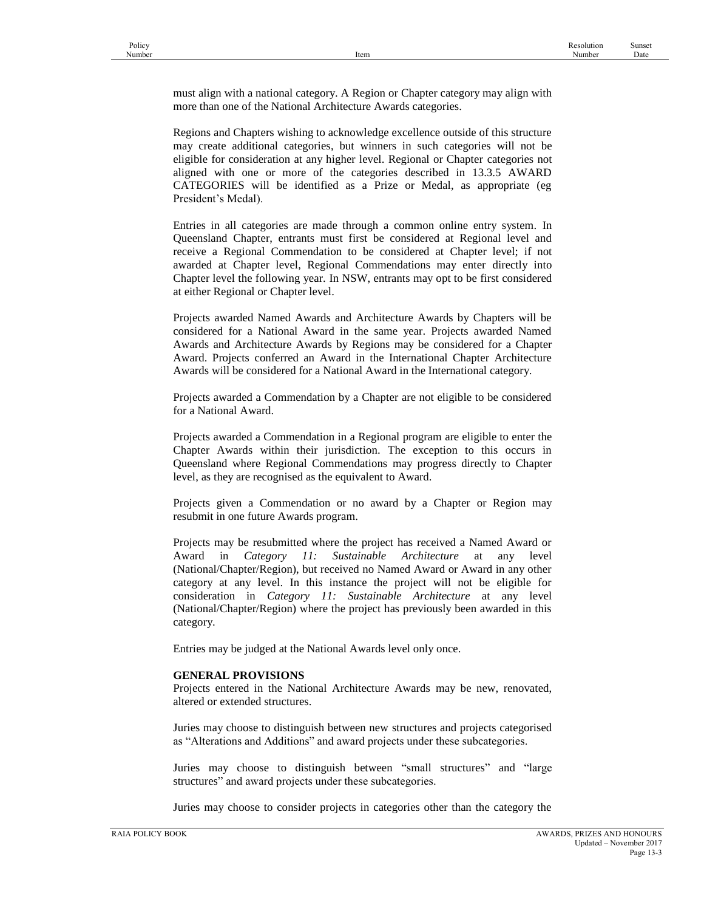must align with a national category. A Region or Chapter category may align with more than one of the National Architecture Awards categories.

Regions and Chapters wishing to acknowledge excellence outside of this structure may create additional categories, but winners in such categories will not be eligible for consideration at any higher level. Regional or Chapter categories not aligned with one or more of the categories described in 13.3.5 AWARD CATEGORIES will be identified as a Prize or Medal, as appropriate (eg President's Medal).

Entries in all categories are made through a common online entry system. In Queensland Chapter, entrants must first be considered at Regional level and receive a Regional Commendation to be considered at Chapter level; if not awarded at Chapter level, Regional Commendations may enter directly into Chapter level the following year. In NSW, entrants may opt to be first considered at either Regional or Chapter level.

Projects awarded Named Awards and Architecture Awards by Chapters will be considered for a National Award in the same year. Projects awarded Named Awards and Architecture Awards by Regions may be considered for a Chapter Award. Projects conferred an Award in the International Chapter Architecture Awards will be considered for a National Award in the International category.

Projects awarded a Commendation by a Chapter are not eligible to be considered for a National Award.

Projects awarded a Commendation in a Regional program are eligible to enter the Chapter Awards within their jurisdiction. The exception to this occurs in Queensland where Regional Commendations may progress directly to Chapter level, as they are recognised as the equivalent to Award.

Projects given a Commendation or no award by a Chapter or Region may resubmit in one future Awards program.

Projects may be resubmitted where the project has received a Named Award or Award in *Category 11: Sustainable Architecture* at any level (National/Chapter/Region), but received no Named Award or Award in any other category at any level. In this instance the project will not be eligible for consideration in *Category 11: Sustainable Architecture* at any level (National/Chapter/Region) where the project has previously been awarded in this category.

Entries may be judged at the National Awards level only once.

**GENERAL PROVISIONS**

Projects entered in the National Architecture Awards may be new, renovated, altered or extended structures.

Juries may choose to distinguish between new structures and projects categorised as "Alterations and Additions" and award projects under these subcategories.

Juries may choose to distinguish between "small structures" and "large structures" and award projects under these subcategories.

Juries may choose to consider projects in categories other than the category the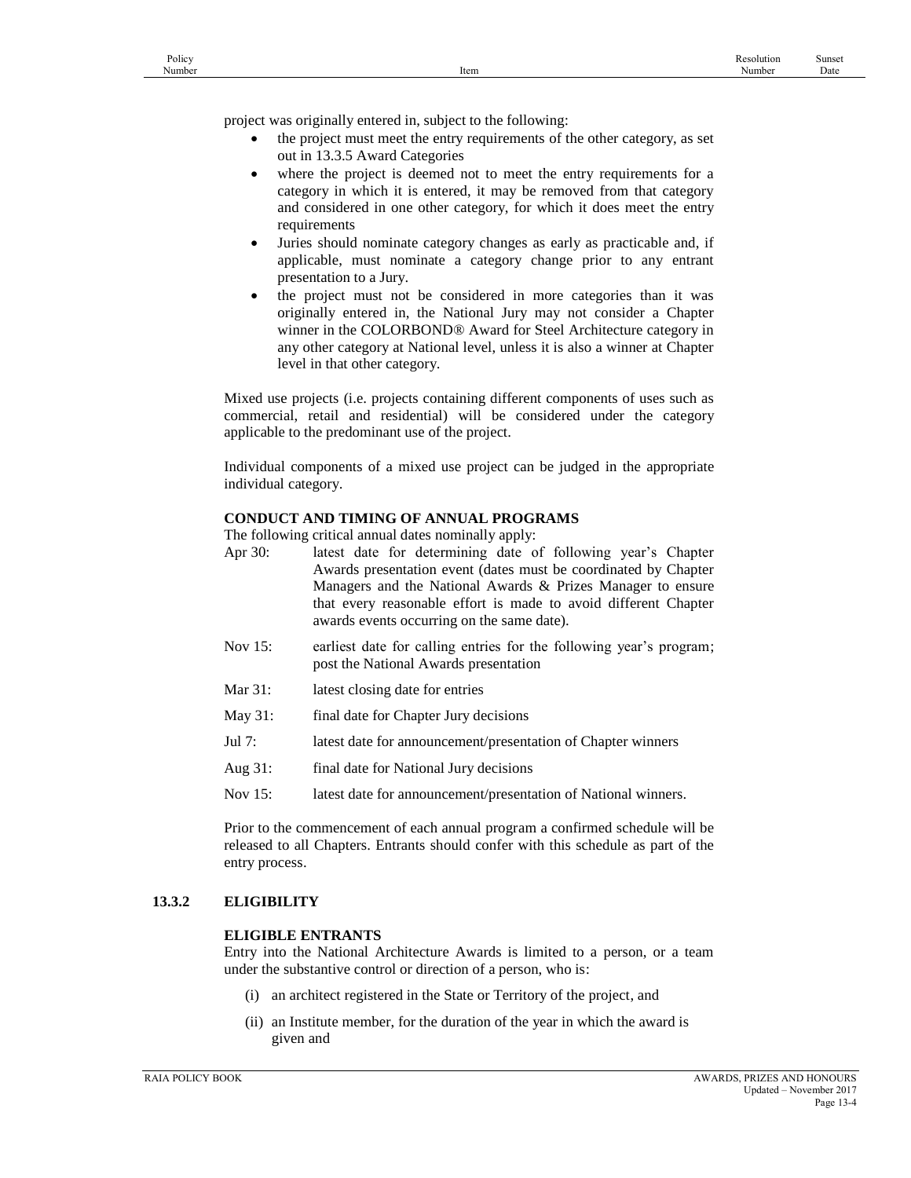project was originally entered in, subject to the following:

- the project must meet the entry requirements of the other category, as set out in 13.3.5 Award Categories
- where the project is deemed not to meet the entry requirements for a category in which it is entered, it may be removed from that category and considered in one other category, for which it does meet the entry requirements
- Juries should nominate category changes as early as practicable and, if applicable, must nominate a category change prior to any entrant presentation to a Jury.
- the project must not be considered in more categories than it was originally entered in, the National Jury may not consider a Chapter winner in the COLORBOND® Award for Steel Architecture category in any other category at National level, unless it is also a winner at Chapter level in that other category.

Mixed use projects (i.e. projects containing different components of uses such as commercial, retail and residential) will be considered under the category applicable to the predominant use of the project.

Individual components of a mixed use project can be judged in the appropriate individual category.

**CONDUCT AND TIMING OF ANNUAL PROGRAMS**

The following critical annual dates nominally apply:

| | |
|---|---|
| Apr 30: | latest date for determining date of following year's Chapter Awards presentation event (dates must be coordinated by Chapter Managers and the National Awards & Prizes Manager to ensure that every reasonable effort is made to avoid different Chapter awards events occurring on the same date). |
| Nov 15: | earliest date for calling entries for the following year's program; post the National Awards presentation |
| Mar 31: | latest closing date for entries |
| May 31: | final date for Chapter Jury decisions |
| Jul 7: | latest date for announcement/presentation of Chapter winners |
| Aug 31: | final date for National Jury decisions |
| Nov 15: | latest date for announcement/presentation of National winners. |

Prior to the commencement of each annual program a confirmed schedule will be released to all Chapters. Entrants should confer with this schedule as part of the entry process.

## 13.3.2 ELIGIBILITY

**ELIGIBLE ENTRANTS**

Entry into the National Architecture Awards is limited to a person, or a team under the substantive control or direction of a person, who is:

(i) an architect registered in the State or Territory of the project, and

(ii) an Institute member, for the duration of the year in which the award is given and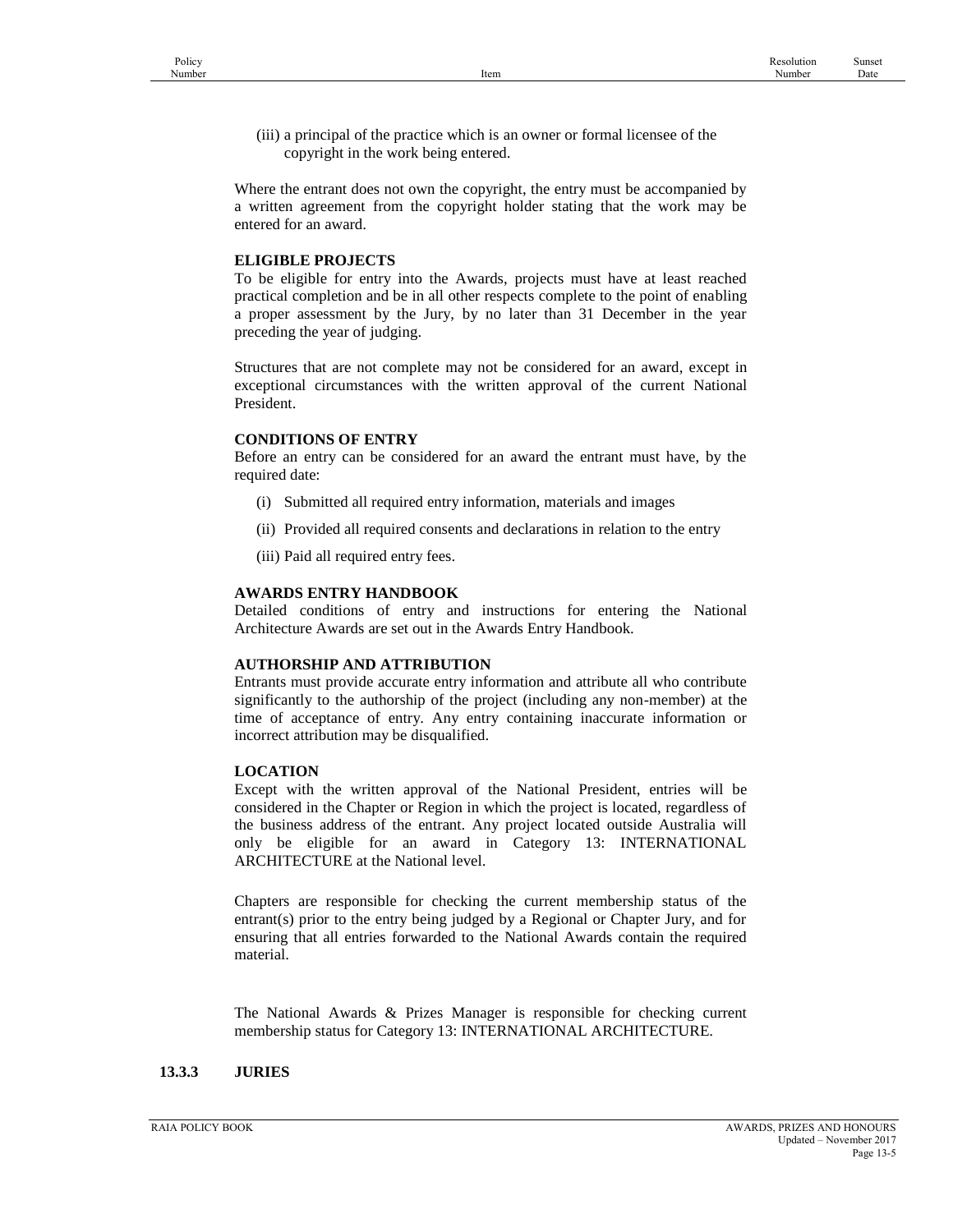(iii) a principal of the practice which is an owner or formal licensee of the copyright in the work being entered.

Where the entrant does not own the copyright, the entry must be accompanied by a written agreement from the copyright holder stating that the work may be entered for an award.

**ELIGIBLE PROJECTS**

To be eligible for entry into the Awards, projects must have at least reached practical completion and be in all other respects complete to the point of enabling a proper assessment by the Jury, by no later than 31 December in the year preceding the year of judging.

Structures that are not complete may not be considered for an award, except in exceptional circumstances with the written approval of the current National President.

**CONDITIONS OF ENTRY**

Before an entry can be considered for an award the entrant must have, by the required date:

(i) Submitted all required entry information, materials and images

(ii) Provided all required consents and declarations in relation to the entry

(iii) Paid all required entry fees.

**AWARDS ENTRY HANDBOOK**

Detailed conditions of entry and instructions for entering the National Architecture Awards are set out in the Awards Entry Handbook.

**AUTHORSHIP AND ATTRIBUTION**

Entrants must provide accurate entry information and attribute all who contribute significantly to the authorship of the project (including any non-member) at the time of acceptance of entry. Any entry containing inaccurate information or incorrect attribution may be disqualified.

**LOCATION**

Except with the written approval of the National President, entries will be considered in the Chapter or Region in which the project is located, regardless of the business address of the entrant. Any project located outside Australia will only be eligible for an award in Category 13: INTERNATIONAL ARCHITECTURE at the National level.

Chapters are responsible for checking the current membership status of the entrant(s) prior to the entry being judged by a Regional or Chapter Jury, and for ensuring that all entries forwarded to the National Awards contain the required material.

The National Awards & Prizes Manager is responsible for checking current membership status for Category 13: INTERNATIONAL ARCHITECTURE.

## 13.3.3 JURIES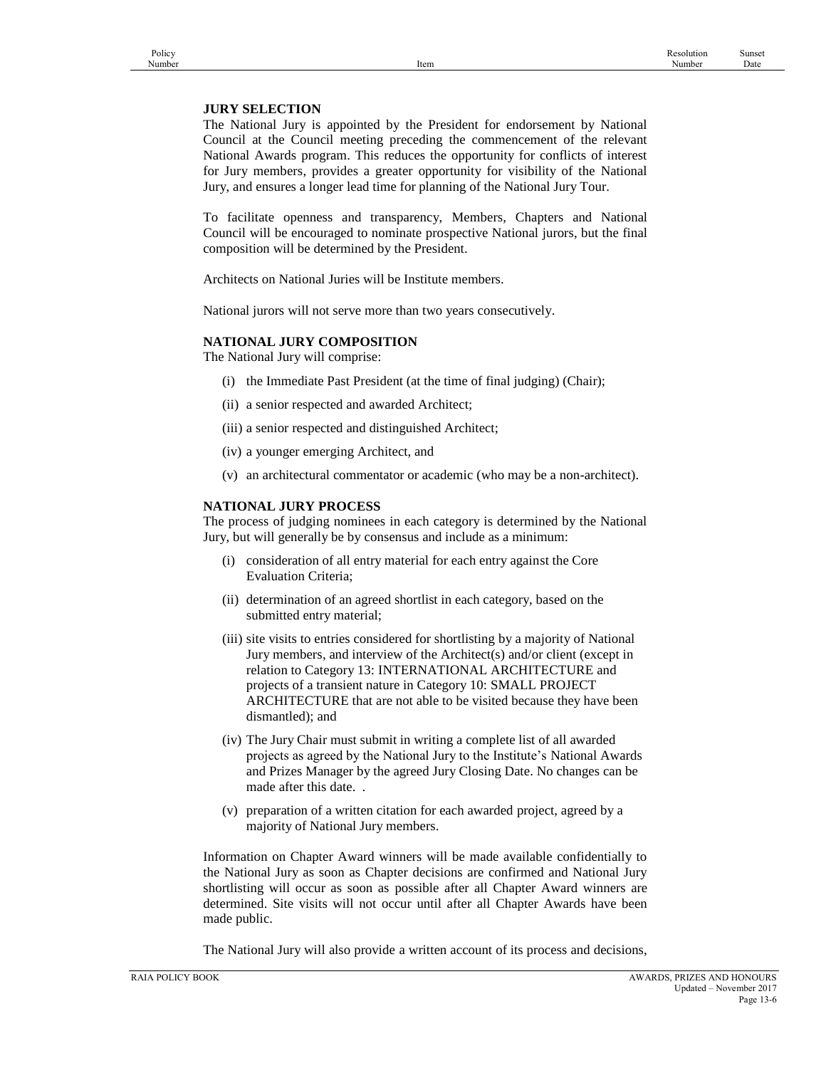**JURY SELECTION**

The National Jury is appointed by the President for endorsement by National Council at the Council meeting preceding the commencement of the relevant National Awards program. This reduces the opportunity for conflicts of interest for Jury members, provides a greater opportunity for visibility of the National Jury, and ensures a longer lead time for planning of the National Jury Tour.

To facilitate openness and transparency, Members, Chapters and National Council will be encouraged to nominate prospective National jurors, but the final composition will be determined by the President.

Architects on National Juries will be Institute members.

National jurors will not serve more than two years consecutively.

**NATIONAL JURY COMPOSITION**

The National Jury will comprise:

(i) the Immediate Past President (at the time of final judging) (Chair);

(ii) a senior respected and awarded Architect;

(iii) a senior respected and distinguished Architect;

(iv) a younger emerging Architect, and

(v) an architectural commentator or academic (who may be a non-architect).

**NATIONAL JURY PROCESS**

The process of judging nominees in each category is determined by the National Jury, but will generally be by consensus and include as a minimum:

(i) consideration of all entry material for each entry against the Core Evaluation Criteria;

(ii) determination of an agreed shortlist in each category, based on the submitted entry material;

(iii) site visits to entries considered for shortlisting by a majority of National Jury members, and interview of the Architect(s) and/or client (except in relation to Category 13: INTERNATIONAL ARCHITECTURE and projects of a transient nature in Category 10: SMALL PROJECT ARCHITECTURE that are not able to be visited because they have been dismantled); and

(iv) The Jury Chair must submit in writing a complete list of all awarded projects as agreed by the National Jury to the Institute's National Awards and Prizes Manager by the agreed Jury Closing Date. No changes can be made after this date. .

(v) preparation of a written citation for each awarded project, agreed by a majority of National Jury members.

Information on Chapter Award winners will be made available confidentially to the National Jury as soon as Chapter decisions are confirmed and National Jury shortlisting will occur as soon as possible after all Chapter Award winners are determined. Site visits will not occur until after all Chapter Awards have been made public.

The National Jury will also provide a written account of its process and decisions,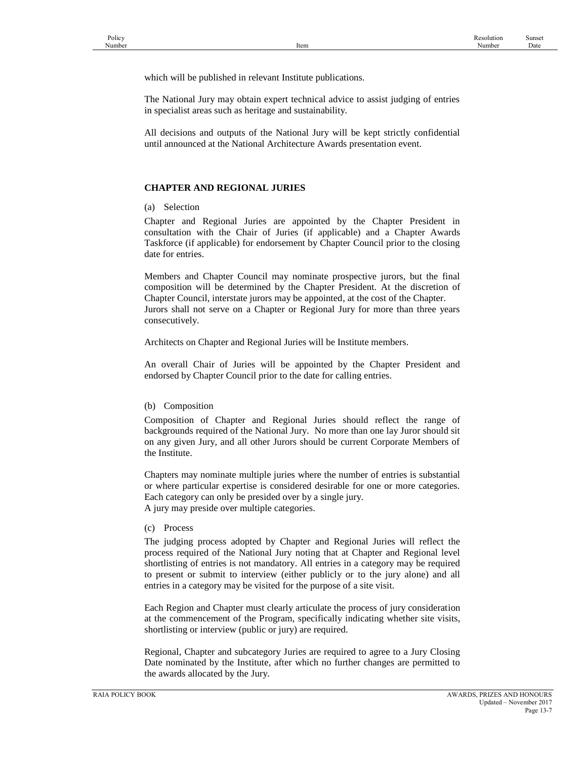which will be published in relevant Institute publications.

The National Jury may obtain expert technical advice to assist judging of entries in specialist areas such as heritage and sustainability.

All decisions and outputs of the National Jury will be kept strictly confidential until announced at the National Architecture Awards presentation event.

**CHAPTER AND REGIONAL JURIES**

(a) Selection

Chapter and Regional Juries are appointed by the Chapter President in consultation with the Chair of Juries (if applicable) and a Chapter Awards Taskforce (if applicable) for endorsement by Chapter Council prior to the closing date for entries.

Members and Chapter Council may nominate prospective jurors, but the final composition will be determined by the Chapter President. At the discretion of Chapter Council, interstate jurors may be appointed, at the cost of the Chapter.
Jurors shall not serve on a Chapter or Regional Jury for more than three years consecutively.

Architects on Chapter and Regional Juries will be Institute members.

An overall Chair of Juries will be appointed by the Chapter President and endorsed by Chapter Council prior to the date for calling entries.

(b) Composition

Composition of Chapter and Regional Juries should reflect the range of backgrounds required of the National Jury. No more than one lay Juror should sit on any given Jury, and all other Jurors should be current Corporate Members of the Institute.

Chapters may nominate multiple juries where the number of entries is substantial or where particular expertise is considered desirable for one or more categories. Each category can only be presided over by a single jury.
A jury may preside over multiple categories.

(c) Process

The judging process adopted by Chapter and Regional Juries will reflect the process required of the National Jury noting that at Chapter and Regional level shortlisting of entries is not mandatory. All entries in a category may be required to present or submit to interview (either publicly or to the jury alone) and all entries in a category may be visited for the purpose of a site visit.

Each Region and Chapter must clearly articulate the process of jury consideration at the commencement of the Program, specifically indicating whether site visits, shortlisting or interview (public or jury) are required.

Regional, Chapter and subcategory Juries are required to agree to a Jury Closing Date nominated by the Institute, after which no further changes are permitted to the awards allocated by the Jury.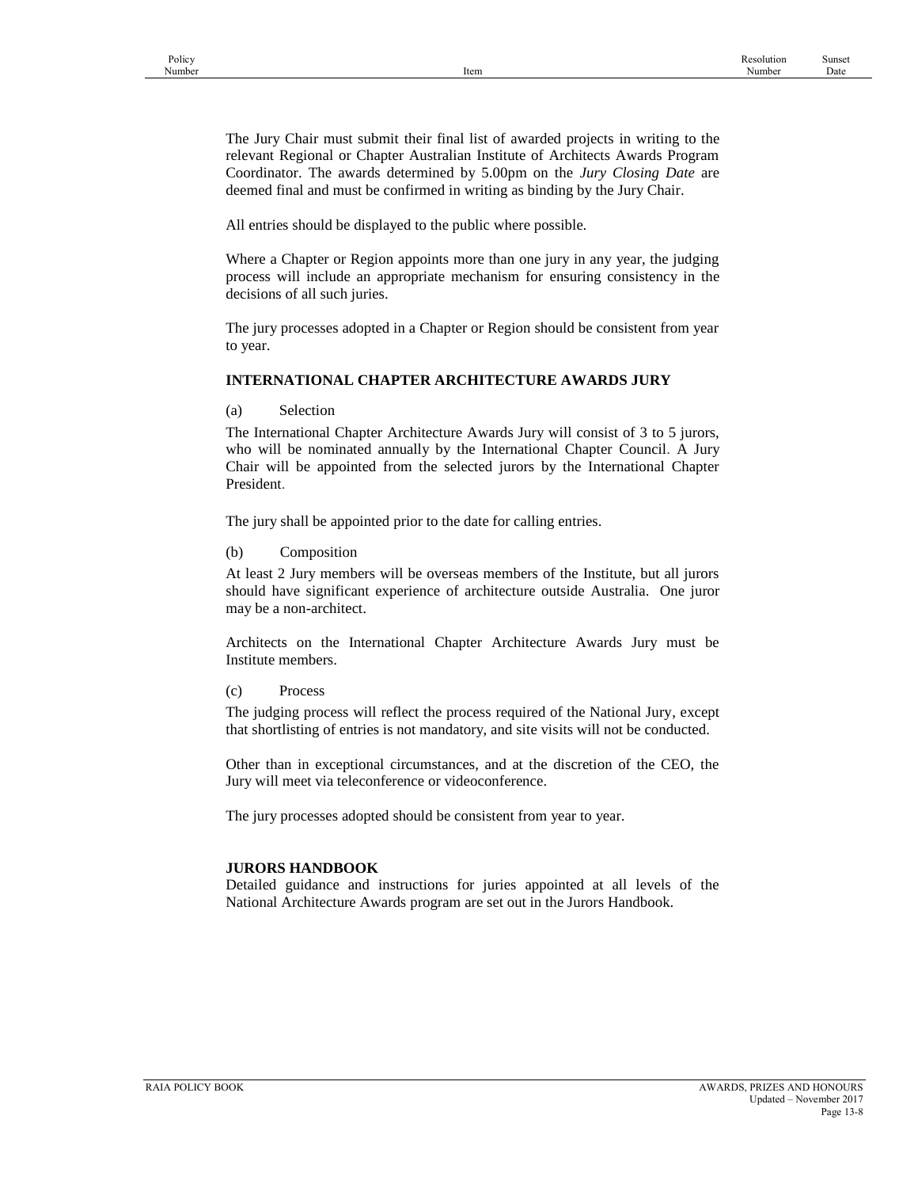The Jury Chair must submit their final list of awarded projects in writing to the relevant Regional or Chapter Australian Institute of Architects Awards Program Coordinator. The awards determined by 5.00pm on the *Jury Closing Date* are deemed final and must be confirmed in writing as binding by the Jury Chair.

All entries should be displayed to the public where possible.

Where a Chapter or Region appoints more than one jury in any year, the judging process will include an appropriate mechanism for ensuring consistency in the decisions of all such juries.

The jury processes adopted in a Chapter or Region should be consistent from year to year.

**INTERNATIONAL CHAPTER ARCHITECTURE AWARDS JURY**

(a) Selection

The International Chapter Architecture Awards Jury will consist of 3 to 5 jurors, who will be nominated annually by the International Chapter Council. A Jury Chair will be appointed from the selected jurors by the International Chapter President.

The jury shall be appointed prior to the date for calling entries.

(b) Composition

At least 2 Jury members will be overseas members of the Institute, but all jurors should have significant experience of architecture outside Australia. One juror may be a non-architect.

Architects on the International Chapter Architecture Awards Jury must be Institute members.

(c) Process

The judging process will reflect the process required of the National Jury, except that shortlisting of entries is not mandatory, and site visits will not be conducted.

Other than in exceptional circumstances, and at the discretion of the CEO, the Jury will meet via teleconference or videoconference.

The jury processes adopted should be consistent from year to year.

**JURORS HANDBOOK**

Detailed guidance and instructions for juries appointed at all levels of the National Architecture Awards program are set out in the Jurors Handbook.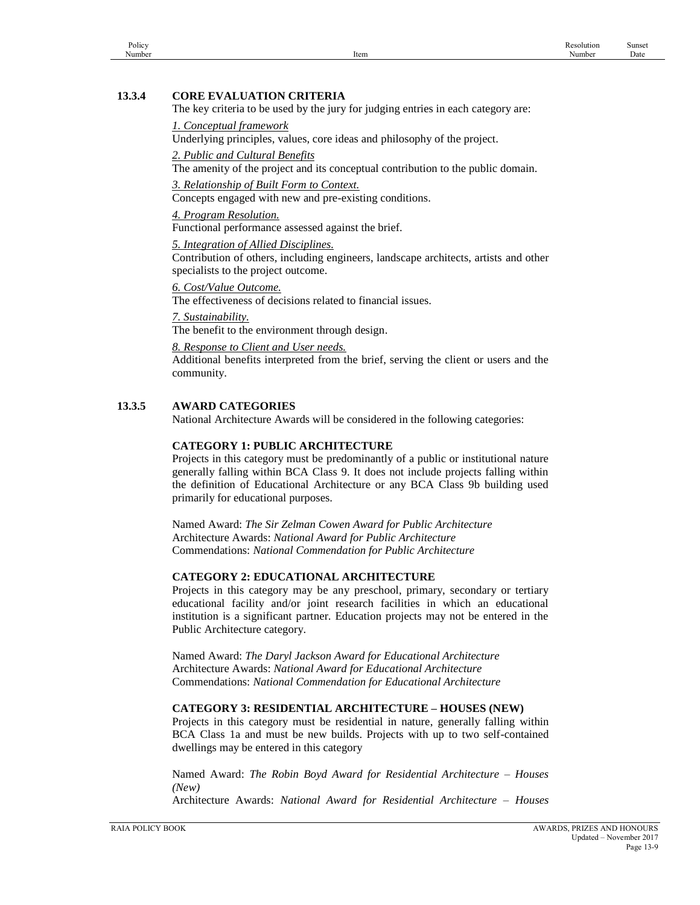## 13.3.4 CORE EVALUATION CRITERIA

The key criteria to be used by the jury for judging entries in each category are:

*1. Conceptual framework*

Underlying principles, values, core ideas and philosophy of the project.

*2. Public and Cultural Benefits*

The amenity of the project and its conceptual contribution to the public domain.

*3. Relationship of Built Form to Context.*

Concepts engaged with new and pre-existing conditions.

*4. Program Resolution.*

Functional performance assessed against the brief.

*5. Integration of Allied Disciplines.*

Contribution of others, including engineers, landscape architects, artists and other specialists to the project outcome.

*6. Cost/Value Outcome.*

The effectiveness of decisions related to financial issues.

*7. Sustainability.*

The benefit to the environment through design.

*8. Response to Client and User needs.*

Additional benefits interpreted from the brief, serving the client or users and the community.

## 13.3.5 AWARD CATEGORIES

National Architecture Awards will be considered in the following categories:

### CATEGORY 1: PUBLIC ARCHITECTURE

Projects in this category must be predominantly of a public or institutional nature generally falling within BCA Class 9. It does not include projects falling within the definition of Educational Architecture or any BCA Class 9b building used primarily for educational purposes.

Named Award: *The Sir Zelman Cowen Award for Public Architecture*
Architecture Awards: *National Award for Public Architecture*
Commendations: *National Commendation for Public Architecture*

### CATEGORY 2: EDUCATIONAL ARCHITECTURE

Projects in this category may be any preschool, primary, secondary or tertiary educational facility and/or joint research facilities in which an educational institution is a significant partner. Education projects may not be entered in the Public Architecture category.

Named Award: *The Daryl Jackson Award for Educational Architecture*
Architecture Awards: *National Award for Educational Architecture*
Commendations: *National Commendation for Educational Architecture*

### CATEGORY 3: RESIDENTIAL ARCHITECTURE – HOUSES (NEW)

Projects in this category must be residential in nature, generally falling within BCA Class 1a and must be new builds. Projects with up to two self-contained dwellings may be entered in this category

Named Award: *The Robin Boyd Award for Residential Architecture – Houses (New)*
Architecture Awards: *National Award for Residential Architecture – Houses*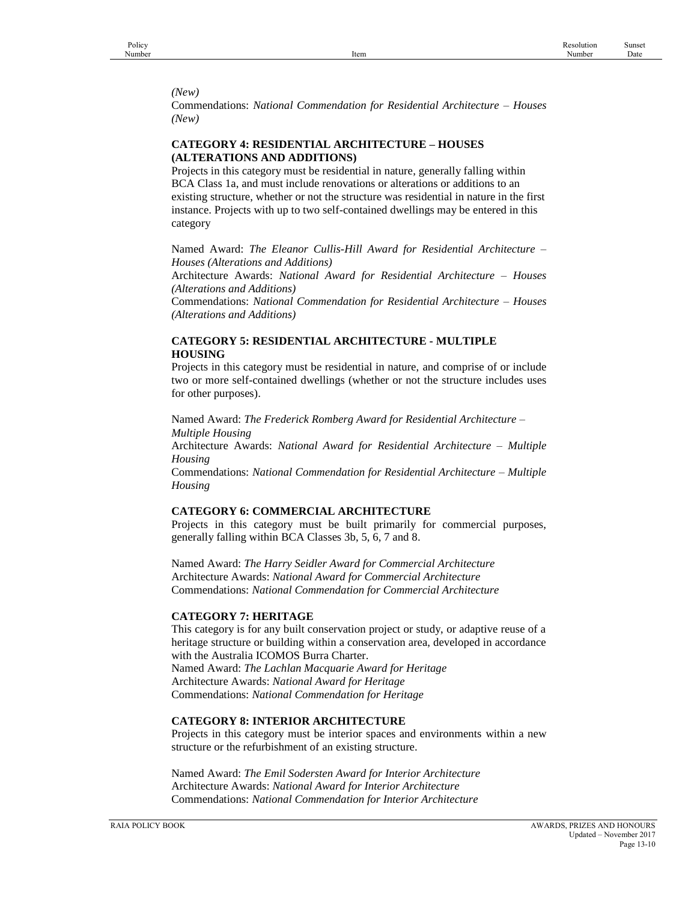*(New)*
Commendations: *National Commendation for Residential Architecture – Houses (New)*

**CATEGORY 4: RESIDENTIAL ARCHITECTURE – HOUSES (ALTERATIONS AND ADDITIONS)**

Projects in this category must be residential in nature, generally falling within BCA Class 1a, and must include renovations or alterations or additions to an existing structure, whether or not the structure was residential in nature in the first instance. Projects with up to two self-contained dwellings may be entered in this category

Named Award: *The Eleanor Cullis-Hill Award for Residential Architecture – Houses (Alterations and Additions)*
Architecture Awards: *National Award for Residential Architecture – Houses (Alterations and Additions)*
Commendations: *National Commendation for Residential Architecture – Houses (Alterations and Additions)*

**CATEGORY 5: RESIDENTIAL ARCHITECTURE - MULTIPLE HOUSING**

Projects in this category must be residential in nature, and comprise of or include two or more self-contained dwellings (whether or not the structure includes uses for other purposes).

Named Award: *The Frederick Romberg Award for Residential Architecture – Multiple Housing*
Architecture Awards: *National Award for Residential Architecture – Multiple Housing*
Commendations: *National Commendation for Residential Architecture – Multiple Housing*

**CATEGORY 6: COMMERCIAL ARCHITECTURE**

Projects in this category must be built primarily for commercial purposes, generally falling within BCA Classes 3b, 5, 6, 7 and 8.

Named Award: *The Harry Seidler Award for Commercial Architecture*
Architecture Awards: *National Award for Commercial Architecture*
Commendations: *National Commendation for Commercial Architecture*

**CATEGORY 7: HERITAGE**

This category is for any built conservation project or study, or adaptive reuse of a heritage structure or building within a conservation area, developed in accordance with the Australia ICOMOS Burra Charter.
Named Award: *The Lachlan Macquarie Award for Heritage*
Architecture Awards: *National Award for Heritage*
Commendations: *National Commendation for Heritage*

**CATEGORY 8: INTERIOR ARCHITECTURE**

Projects in this category must be interior spaces and environments within a new structure or the refurbishment of an existing structure.

Named Award: *The Emil Sodersten Award for Interior Architecture*
Architecture Awards: *National Award for Interior Architecture*
Commendations: *National Commendation for Interior Architecture*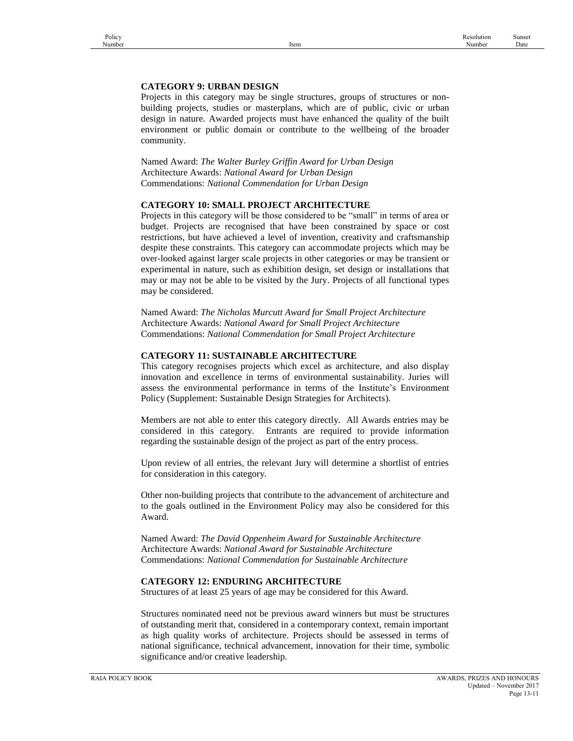**CATEGORY 9: URBAN DESIGN**

Projects in this category may be single structures, groups of structures or non-building projects, studies or masterplans, which are of public, civic or urban design in nature. Awarded projects must have enhanced the quality of the built environment or public domain or contribute to the wellbeing of the broader community.

Named Award: *The Walter Burley Griffin Award for Urban Design*
Architecture Awards: *National Award for Urban Design*
Commendations: *National Commendation for Urban Design*

**CATEGORY 10: SMALL PROJECT ARCHITECTURE**

Projects in this category will be those considered to be "small" in terms of area or budget. Projects are recognised that have been constrained by space or cost restrictions, but have achieved a level of invention, creativity and craftsmanship despite these constraints. This category can accommodate projects which may be over-looked against larger scale projects in other categories or may be transient or experimental in nature, such as exhibition design, set design or installations that may or may not be able to be visited by the Jury. Projects of all functional types may be considered.

Named Award: *The Nicholas Murcutt Award for Small Project Architecture*
Architecture Awards: *National Award for Small Project Architecture*
Commendations: *National Commendation for Small Project Architecture*

**CATEGORY 11: SUSTAINABLE ARCHITECTURE**

This category recognises projects which excel as architecture, and also display innovation and excellence in terms of environmental sustainability. Juries will assess the environmental performance in terms of the Institute's Environment Policy (Supplement: Sustainable Design Strategies for Architects).

Members are not able to enter this category directly. All Awards entries may be considered in this category. Entrants are required to provide information regarding the sustainable design of the project as part of the entry process.

Upon review of all entries, the relevant Jury will determine a shortlist of entries for consideration in this category.

Other non-building projects that contribute to the advancement of architecture and to the goals outlined in the Environment Policy may also be considered for this Award.

Named Award: *The David Oppenheim Award for Sustainable Architecture*
Architecture Awards: *National Award for Sustainable Architecture*
Commendations: *National Commendation for Sustainable Architecture*

**CATEGORY 12: ENDURING ARCHITECTURE**

Structures of at least 25 years of age may be considered for this Award.

Structures nominated need not be previous award winners but must be structures of outstanding merit that, considered in a contemporary context, remain important as high quality works of architecture. Projects should be assessed in terms of national significance, technical advancement, innovation for their time, symbolic significance and/or creative leadership.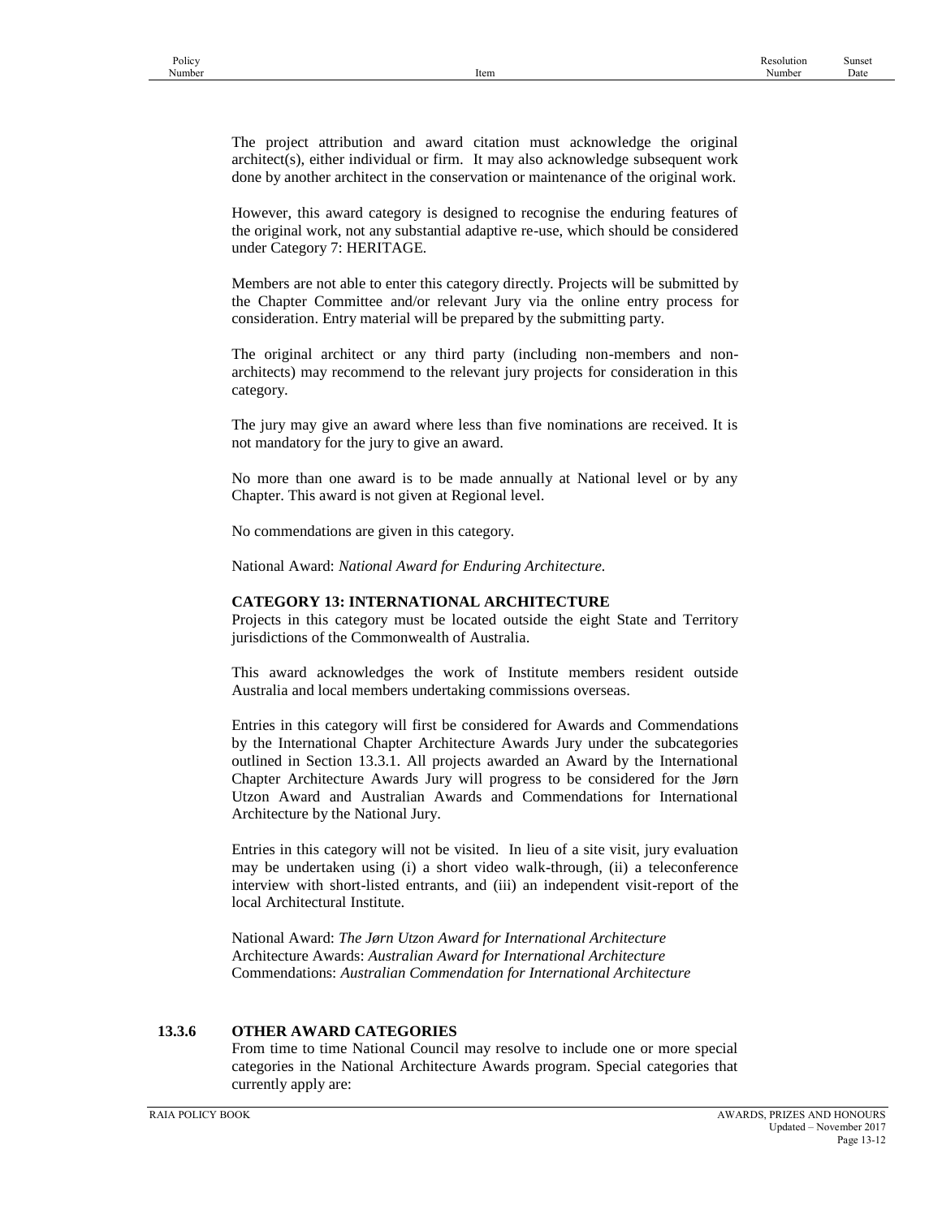The project attribution and award citation must acknowledge the original architect(s), either individual or firm. It may also acknowledge subsequent work done by another architect in the conservation or maintenance of the original work.

However, this award category is designed to recognise the enduring features of the original work, not any substantial adaptive re-use, which should be considered under Category 7: HERITAGE.

Members are not able to enter this category directly. Projects will be submitted by the Chapter Committee and/or relevant Jury via the online entry process for consideration. Entry material will be prepared by the submitting party.

The original architect or any third party (including non-members and non-architects) may recommend to the relevant jury projects for consideration in this category.

The jury may give an award where less than five nominations are received. It is not mandatory for the jury to give an award.

No more than one award is to be made annually at National level or by any Chapter. This award is not given at Regional level.

No commendations are given in this category.

National Award: *National Award for Enduring Architecture.*

**CATEGORY 13: INTERNATIONAL ARCHITECTURE**

Projects in this category must be located outside the eight State and Territory jurisdictions of the Commonwealth of Australia.

This award acknowledges the work of Institute members resident outside Australia and local members undertaking commissions overseas.

Entries in this category will first be considered for Awards and Commendations by the International Chapter Architecture Awards Jury under the subcategories outlined in Section 13.3.1. All projects awarded an Award by the International Chapter Architecture Awards Jury will progress to be considered for the Jørn Utzon Award and Australian Awards and Commendations for International Architecture by the National Jury.

Entries in this category will not be visited. In lieu of a site visit, jury evaluation may be undertaken using (i) a short video walk-through, (ii) a teleconference interview with short-listed entrants, and (iii) an independent visit-report of the local Architectural Institute.

National Award: *The Jørn Utzon Award for International Architecture*
Architecture Awards: *Australian Award for International Architecture*
Commendations: *Australian Commendation for International Architecture*

## 13.3.6 OTHER AWARD CATEGORIES

From time to time National Council may resolve to include one or more special categories in the National Architecture Awards program. Special categories that currently apply are: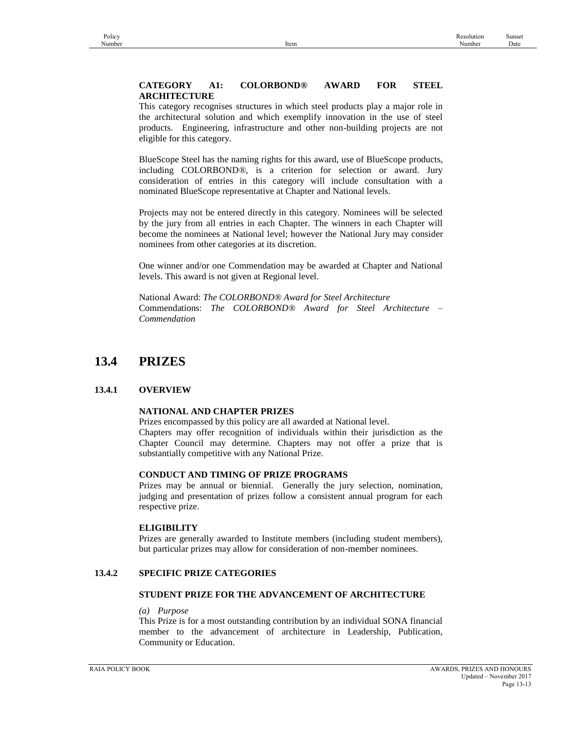**CATEGORY A1: COLORBOND® AWARD FOR STEEL ARCHITECTURE**

This category recognises structures in which steel products play a major role in the architectural solution and which exemplify innovation in the use of steel products. Engineering, infrastructure and other non-building projects are not eligible for this category.

BlueScope Steel has the naming rights for this award, use of BlueScope products, including COLORBOND®, is a criterion for selection or award. Jury consideration of entries in this category will include consultation with a nominated BlueScope representative at Chapter and National levels.

Projects may not be entered directly in this category. Nominees will be selected by the jury from all entries in each Chapter. The winners in each Chapter will become the nominees at National level; however the National Jury may consider nominees from other categories at its discretion.

One winner and/or one Commendation may be awarded at Chapter and National levels. This award is not given at Regional level.

National Award: *The COLORBOND® Award for Steel Architecture*
Commendations: *The COLORBOND® Award for Steel Architecture – Commendation*

# 13.4 PRIZES

## 13.4.1 OVERVIEW

**NATIONAL AND CHAPTER PRIZES**

Prizes encompassed by this policy are all awarded at National level.
Chapters may offer recognition of individuals within their jurisdiction as the Chapter Council may determine. Chapters may not offer a prize that is substantially competitive with any National Prize.

**CONDUCT AND TIMING OF PRIZE PROGRAMS**

Prizes may be annual or biennial. Generally the jury selection, nomination, judging and presentation of prizes follow a consistent annual program for each respective prize.

**ELIGIBILITY**

Prizes are generally awarded to Institute members (including student members), but particular prizes may allow for consideration of non-member nominees.

## 13.4.2 SPECIFIC PRIZE CATEGORIES

**STUDENT PRIZE FOR THE ADVANCEMENT OF ARCHITECTURE**

*(a) Purpose*

This Prize is for a most outstanding contribution by an individual SONA financial member to the advancement of architecture in Leadership, Publication, Community or Education.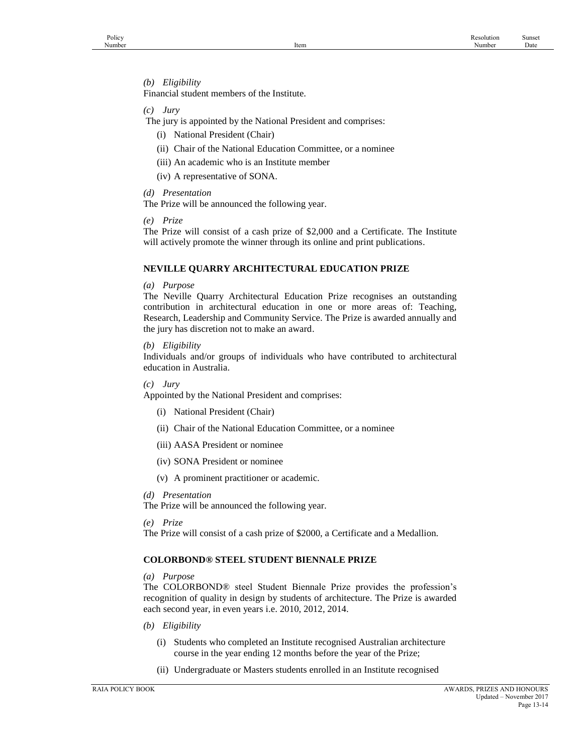*(b) Eligibility*
Financial student members of the Institute.

*(c) Jury*
The jury is appointed by the National President and comprises:

(i) National President (Chair)

(ii) Chair of the National Education Committee, or a nominee

(iii) An academic who is an Institute member

(iv) A representative of SONA.

*(d) Presentation*
The Prize will be announced the following year.

*(e) Prize*
The Prize will consist of a cash prize of $2,000 and a Certificate. The Institute will actively promote the winner through its online and print publications.

**NEVILLE QUARRY ARCHITECTURAL EDUCATION PRIZE**

*(a) Purpose*
The Neville Quarry Architectural Education Prize recognises an outstanding contribution in architectural education in one or more areas of: Teaching, Research, Leadership and Community Service. The Prize is awarded annually and the jury has discretion not to make an award.

*(b) Eligibility*
Individuals and/or groups of individuals who have contributed to architectural education in Australia.

*(c) Jury*
Appointed by the National President and comprises:

(i) National President (Chair)

(ii) Chair of the National Education Committee, or a nominee

(iii) AASA President or nominee

(iv) SONA President or nominee

(v) A prominent practitioner or academic.

*(d) Presentation*
The Prize will be announced the following year.

*(e) Prize*
The Prize will consist of a cash prize of $2000, a Certificate and a Medallion.

**COLORBOND® STEEL STUDENT BIENNALE PRIZE**

*(a) Purpose*
The COLORBOND® steel Student Biennale Prize provides the profession's recognition of quality in design by students of architecture. The Prize is awarded each second year, in even years i.e. 2010, 2012, 2014.

*(b) Eligibility*

(i) Students who completed an Institute recognised Australian architecture course in the year ending 12 months before the year of the Prize;

(ii) Undergraduate or Masters students enrolled in an Institute recognised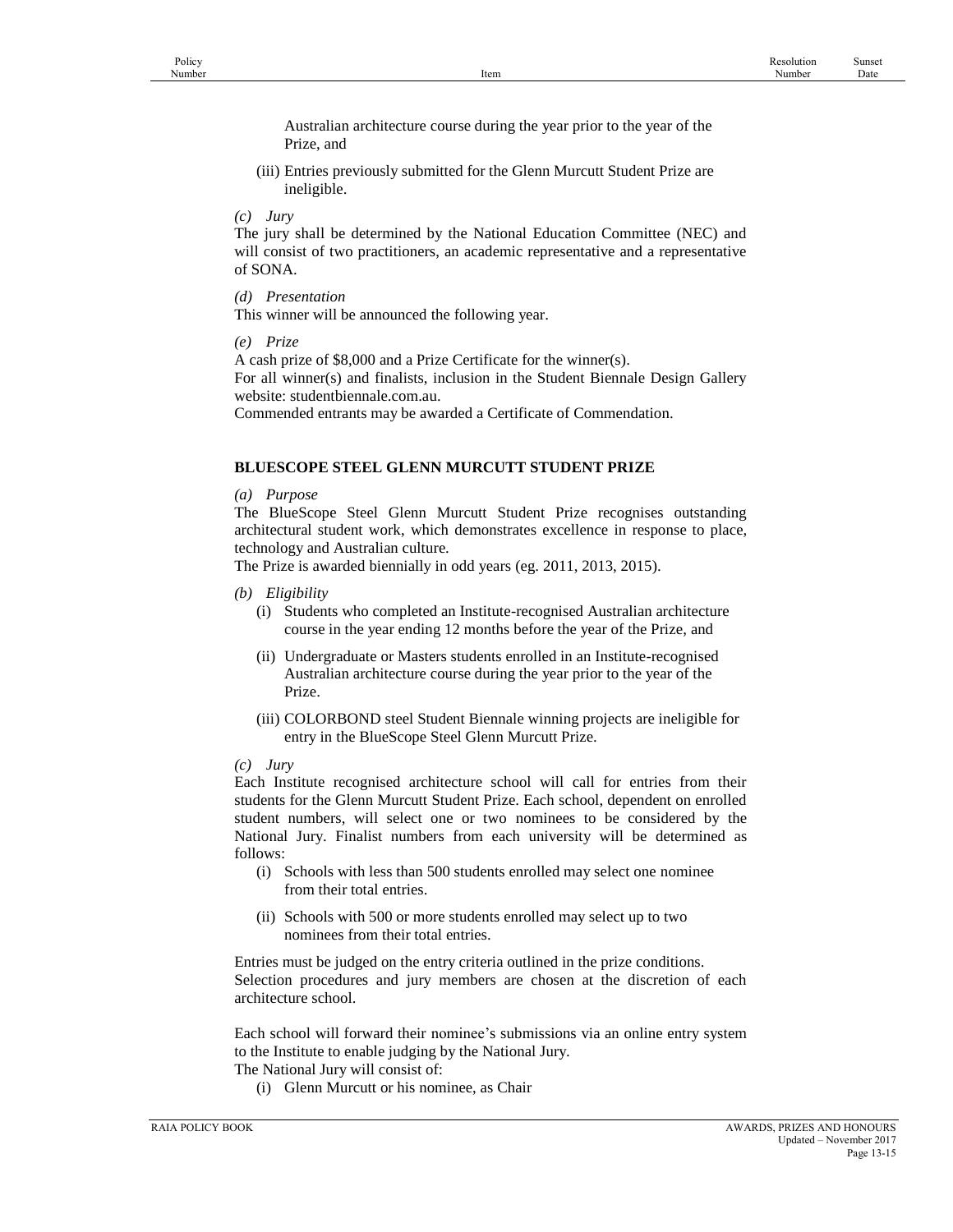Australian architecture course during the year prior to the year of the Prize, and

(iii) Entries previously submitted for the Glenn Murcutt Student Prize are ineligible.

*(c) Jury*

The jury shall be determined by the National Education Committee (NEC) and will consist of two practitioners, an academic representative and a representative of SONA.

*(d) Presentation*

This winner will be announced the following year.

*(e) Prize*

A cash prize of $8,000 and a Prize Certificate for the winner(s).
For all winner(s) and finalists, inclusion in the Student Biennale Design Gallery website: studentbiennale.com.au.
Commended entrants may be awarded a Certificate of Commendation.

**BLUESCOPE STEEL GLENN MURCUTT STUDENT PRIZE**

*(a) Purpose*

The BlueScope Steel Glenn Murcutt Student Prize recognises outstanding architectural student work, which demonstrates excellence in response to place, technology and Australian culture.
The Prize is awarded biennially in odd years (eg. 2011, 2013, 2015).

*(b) Eligibility*

(i) Students who completed an Institute-recognised Australian architecture course in the year ending 12 months before the year of the Prize, and

(ii) Undergraduate or Masters students enrolled in an Institute-recognised Australian architecture course during the year prior to the year of the Prize.

(iii) COLORBOND steel Student Biennale winning projects are ineligible for entry in the BlueScope Steel Glenn Murcutt Prize.

*(c) Jury*

Each Institute recognised architecture school will call for entries from their students for the Glenn Murcutt Student Prize. Each school, dependent on enrolled student numbers, will select one or two nominees to be considered by the National Jury. Finalist numbers from each university will be determined as follows:

(i) Schools with less than 500 students enrolled may select one nominee from their total entries.

(ii) Schools with 500 or more students enrolled may select up to two nominees from their total entries.

Entries must be judged on the entry criteria outlined in the prize conditions.
Selection procedures and jury members are chosen at the discretion of each architecture school.

Each school will forward their nominee's submissions via an online entry system to the Institute to enable judging by the National Jury.
The National Jury will consist of:

(i) Glenn Murcutt or his nominee, as Chair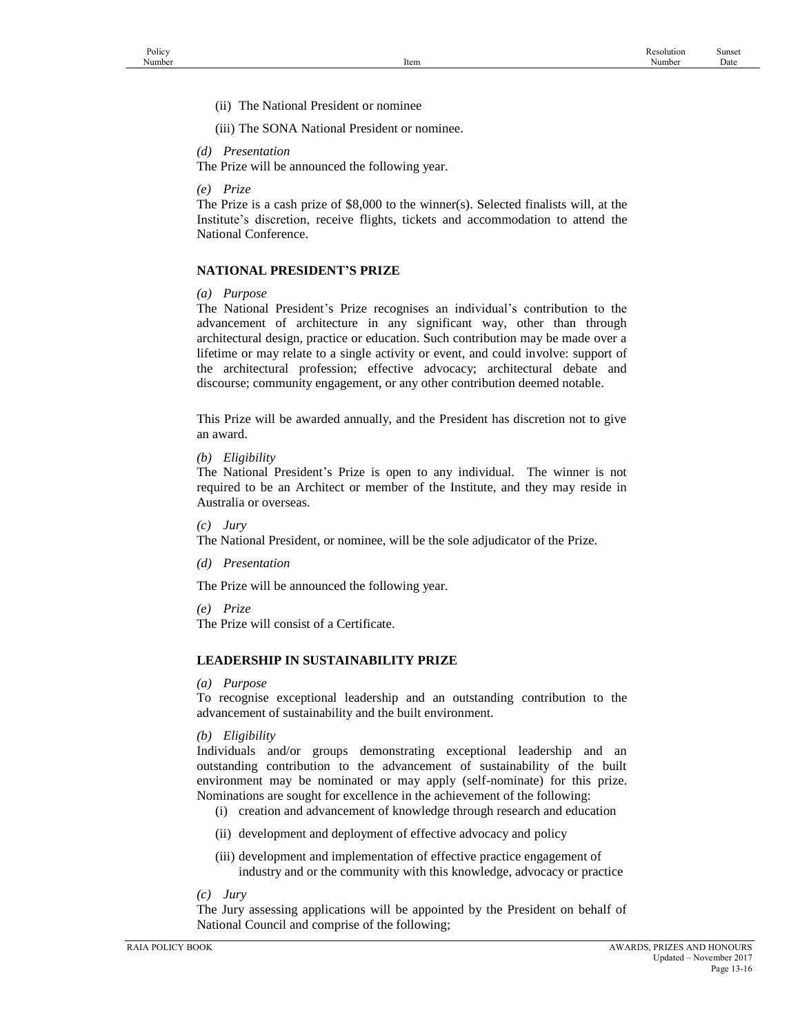(ii) The National President or nominee

(iii) The SONA National President or nominee.

*(d) Presentation*

The Prize will be announced the following year.

*(e) Prize*

The Prize is a cash prize of $8,000 to the winner(s). Selected finalists will, at the Institute's discretion, receive flights, tickets and accommodation to attend the National Conference.

**NATIONAL PRESIDENT'S PRIZE**

*(a) Purpose*

The National President's Prize recognises an individual's contribution to the advancement of architecture in any significant way, other than through architectural design, practice or education. Such contribution may be made over a lifetime or may relate to a single activity or event, and could involve: support of the architectural profession; effective advocacy; architectural debate and discourse; community engagement, or any other contribution deemed notable.

This Prize will be awarded annually, and the President has discretion not to give an award.

*(b) Eligibility*

The National President's Prize is open to any individual. The winner is not required to be an Architect or member of the Institute, and they may reside in Australia or overseas.

*(c) Jury*

The National President, or nominee, will be the sole adjudicator of the Prize.

*(d) Presentation*

The Prize will be announced the following year.

*(e) Prize*

The Prize will consist of a Certificate.

**LEADERSHIP IN SUSTAINABILITY PRIZE**

*(a) Purpose*

To recognise exceptional leadership and an outstanding contribution to the advancement of sustainability and the built environment.

*(b) Eligibility*

Individuals and/or groups demonstrating exceptional leadership and an outstanding contribution to the advancement of sustainability of the built environment may be nominated or may apply (self-nominate) for this prize. Nominations are sought for excellence in the achievement of the following:

(i) creation and advancement of knowledge through research and education

(ii) development and deployment of effective advocacy and policy

(iii) development and implementation of effective practice engagement of industry and or the community with this knowledge, advocacy or practice

*(c) Jury*

The Jury assessing applications will be appointed by the President on behalf of National Council and comprise of the following;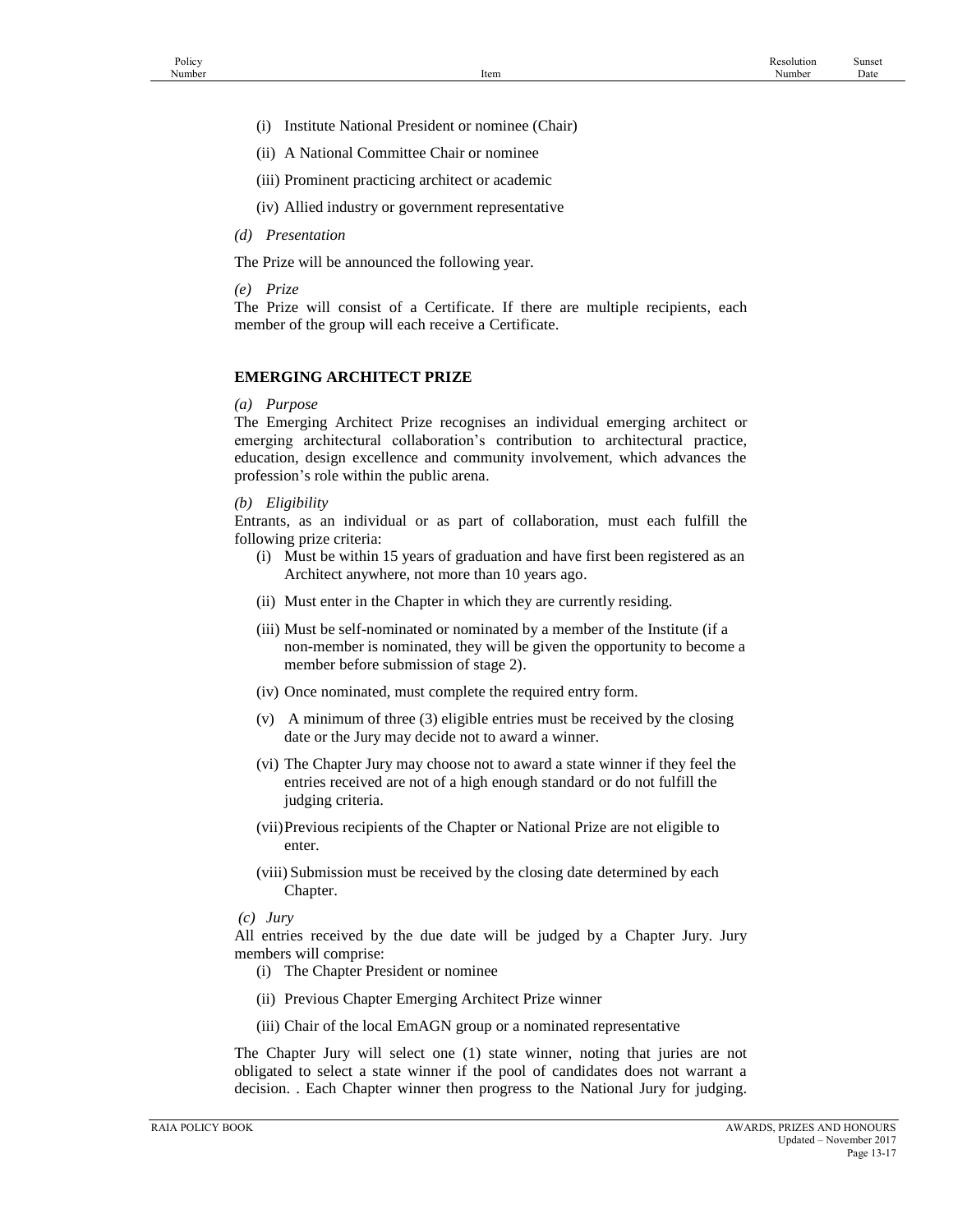(i) Institute National President or nominee (Chair)

(ii) A National Committee Chair or nominee

(iii) Prominent practicing architect or academic

(iv) Allied industry or government representative

*(d) Presentation*

The Prize will be announced the following year.

*(e) Prize*

The Prize will consist of a Certificate. If there are multiple recipients, each member of the group will each receive a Certificate.

**EMERGING ARCHITECT PRIZE**

*(a) Purpose*

The Emerging Architect Prize recognises an individual emerging architect or emerging architectural collaboration's contribution to architectural practice, education, design excellence and community involvement, which advances the profession's role within the public arena.

*(b) Eligibility*

Entrants, as an individual or as part of collaboration, must each fulfill the following prize criteria:

(i) Must be within 15 years of graduation and have first been registered as an Architect anywhere, not more than 10 years ago.

(ii) Must enter in the Chapter in which they are currently residing.

(iii) Must be self-nominated or nominated by a member of the Institute (if a non-member is nominated, they will be given the opportunity to become a member before submission of stage 2).

(iv) Once nominated, must complete the required entry form.

(v) A minimum of three (3) eligible entries must be received by the closing date or the Jury may decide not to award a winner.

(vi) The Chapter Jury may choose not to award a state winner if they feel the entries received are not of a high enough standard or do not fulfill the judging criteria.

(vii) Previous recipients of the Chapter or National Prize are not eligible to enter.

(viii) Submission must be received by the closing date determined by each Chapter.

*(c) Jury*

All entries received by the due date will be judged by a Chapter Jury. Jury members will comprise:

(i) The Chapter President or nominee

(ii) Previous Chapter Emerging Architect Prize winner

(iii) Chair of the local EmAGN group or a nominated representative

The Chapter Jury will select one (1) state winner, noting that juries are not obligated to select a state winner if the pool of candidates does not warrant a decision. . Each Chapter winner then progress to the National Jury for judging.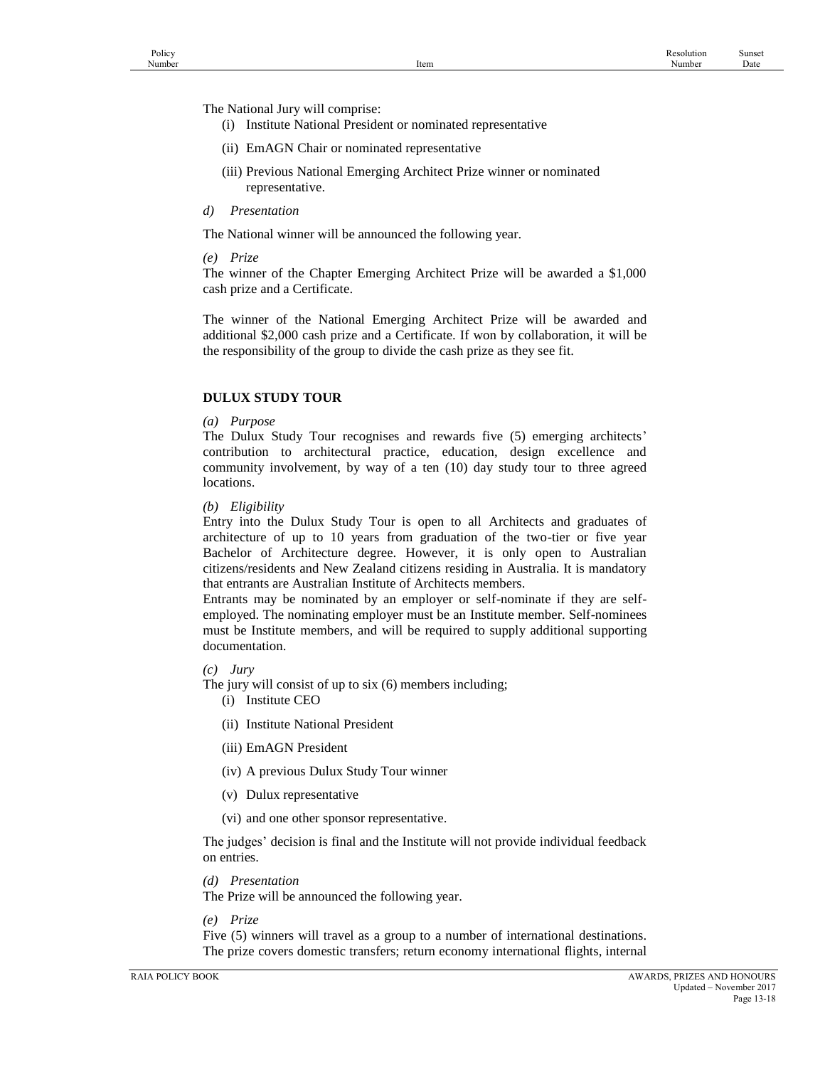The National Jury will comprise:

(i) Institute National President or nominated representative

(ii) EmAGN Chair or nominated representative

(iii) Previous National Emerging Architect Prize winner or nominated representative.

*d) Presentation*

The National winner will be announced the following year.

*(e) Prize*

The winner of the Chapter Emerging Architect Prize will be awarded a $1,000 cash prize and a Certificate.

The winner of the National Emerging Architect Prize will be awarded and additional $2,000 cash prize and a Certificate. If won by collaboration, it will be the responsibility of the group to divide the cash prize as they see fit.

**DULUX STUDY TOUR**

*(a) Purpose*

The Dulux Study Tour recognises and rewards five (5) emerging architects' contribution to architectural practice, education, design excellence and community involvement, by way of a ten (10) day study tour to three agreed locations.

*(b) Eligibility*

Entry into the Dulux Study Tour is open to all Architects and graduates of architecture of up to 10 years from graduation of the two-tier or five year Bachelor of Architecture degree. However, it is only open to Australian citizens/residents and New Zealand citizens residing in Australia. It is mandatory that entrants are Australian Institute of Architects members.

Entrants may be nominated by an employer or self-nominate if they are self-employed. The nominating employer must be an Institute member. Self-nominees must be Institute members, and will be required to supply additional supporting documentation.

*(c) Jury*

The jury will consist of up to six (6) members including;

(i) Institute CEO

(ii) Institute National President

(iii) EmAGN President

(iv) A previous Dulux Study Tour winner

(v) Dulux representative

(vi) and one other sponsor representative.

The judges' decision is final and the Institute will not provide individual feedback on entries.

*(d) Presentation*

The Prize will be announced the following year.

*(e) Prize*

Five (5) winners will travel as a group to a number of international destinations. The prize covers domestic transfers; return economy international flights, internal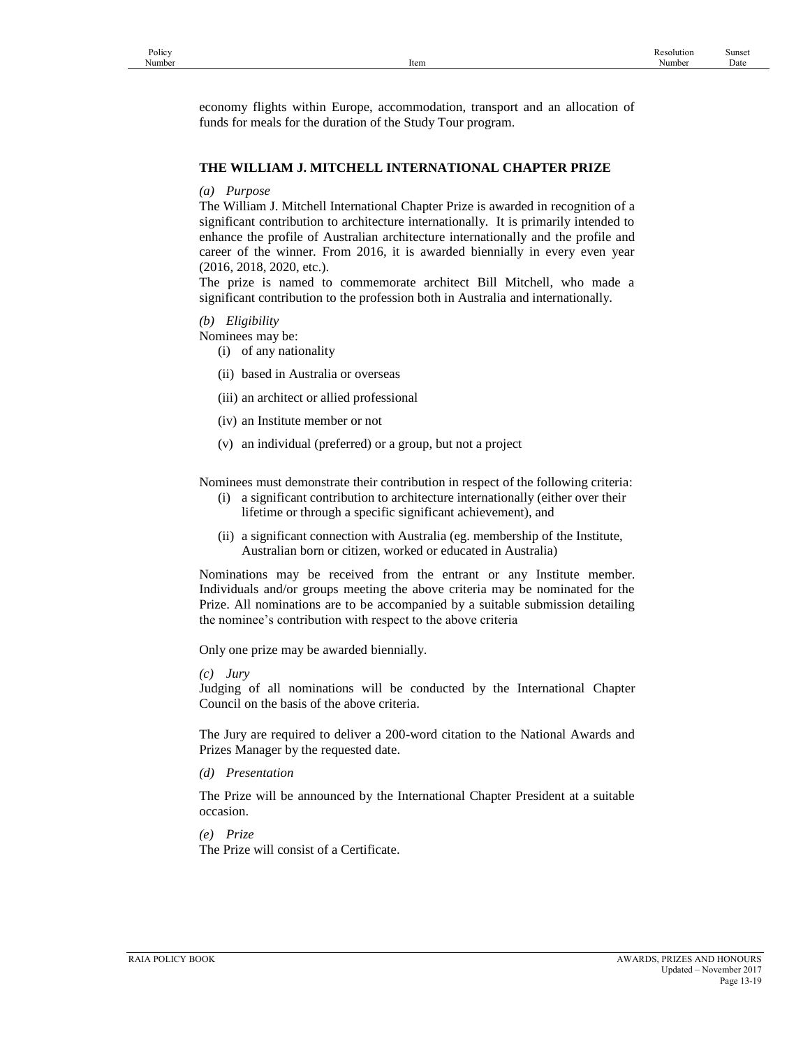economy flights within Europe, accommodation, transport and an allocation of funds for meals for the duration of the Study Tour program.

### THE WILLIAM J. MITCHELL INTERNATIONAL CHAPTER PRIZE

*(a) Purpose*

The William J. Mitchell International Chapter Prize is awarded in recognition of a significant contribution to architecture internationally. It is primarily intended to enhance the profile of Australian architecture internationally and the profile and career of the winner. From 2016, it is awarded biennially in every even year (2016, 2018, 2020, etc.).

The prize is named to commemorate architect Bill Mitchell, who made a significant contribution to the profession both in Australia and internationally.

*(b) Eligibility*

Nominees may be:

(i) of any nationality

(ii) based in Australia or overseas

(iii) an architect or allied professional

(iv) an Institute member or not

(v) an individual (preferred) or a group, but not a project

Nominees must demonstrate their contribution in respect of the following criteria:

(i) a significant contribution to architecture internationally (either over their lifetime or through a specific significant achievement), and

(ii) a significant connection with Australia (eg. membership of the Institute, Australian born or citizen, worked or educated in Australia)

Nominations may be received from the entrant or any Institute member. Individuals and/or groups meeting the above criteria may be nominated for the Prize. All nominations are to be accompanied by a suitable submission detailing the nominee's contribution with respect to the above criteria

Only one prize may be awarded biennially.

*(c) Jury*

Judging of all nominations will be conducted by the International Chapter Council on the basis of the above criteria.

The Jury are required to deliver a 200-word citation to the National Awards and Prizes Manager by the requested date.

*(d) Presentation*

The Prize will be announced by the International Chapter President at a suitable occasion.

*(e) Prize*

The Prize will consist of a Certificate.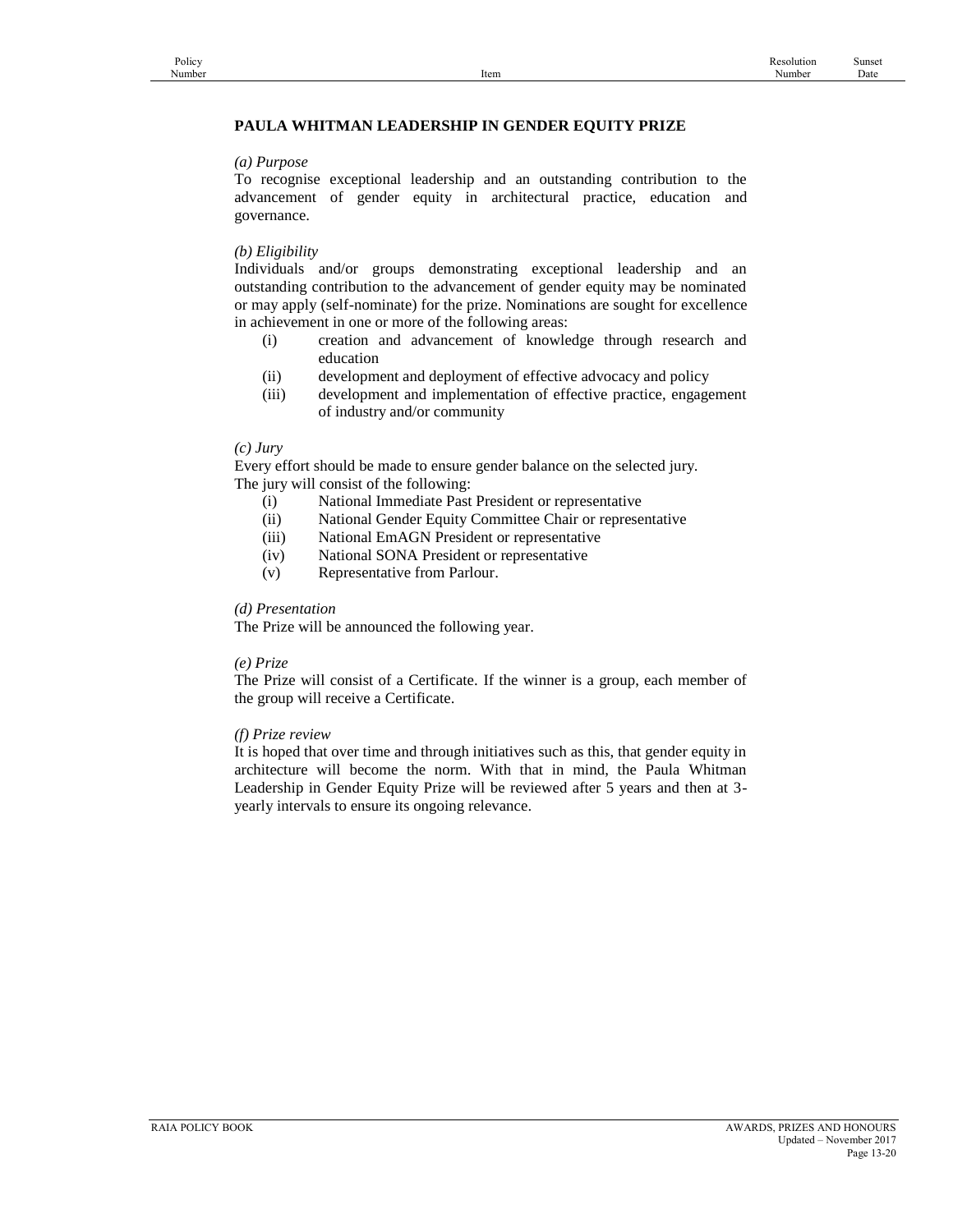## PAULA WHITMAN LEADERSHIP IN GENDER EQUITY PRIZE

*(a) Purpose*

To recognise exceptional leadership and an outstanding contribution to the advancement of gender equity in architectural practice, education and governance.

*(b) Eligibility*

Individuals and/or groups demonstrating exceptional leadership and an outstanding contribution to the advancement of gender equity may be nominated or may apply (self-nominate) for the prize. Nominations are sought for excellence in achievement in one or more of the following areas:

- (i) creation and advancement of knowledge through research and education
- (ii) development and deployment of effective advocacy and policy
- (iii) development and implementation of effective practice, engagement of industry and/or community

*(c) Jury*

Every effort should be made to ensure gender balance on the selected jury.
The jury will consist of the following:

- (i) National Immediate Past President or representative
- (ii) National Gender Equity Committee Chair or representative
- (iii) National EmAGN President or representative
- (iv) National SONA President or representative
- (v) Representative from Parlour.

*(d) Presentation*

The Prize will be announced the following year.

*(e) Prize*

The Prize will consist of a Certificate. If the winner is a group, each member of the group will receive a Certificate.

*(f) Prize review*

It is hoped that over time and through initiatives such as this, that gender equity in architecture will become the norm. With that in mind, the Paula Whitman Leadership in Gender Equity Prize will be reviewed after 5 years and then at 3-yearly intervals to ensure its ongoing relevance.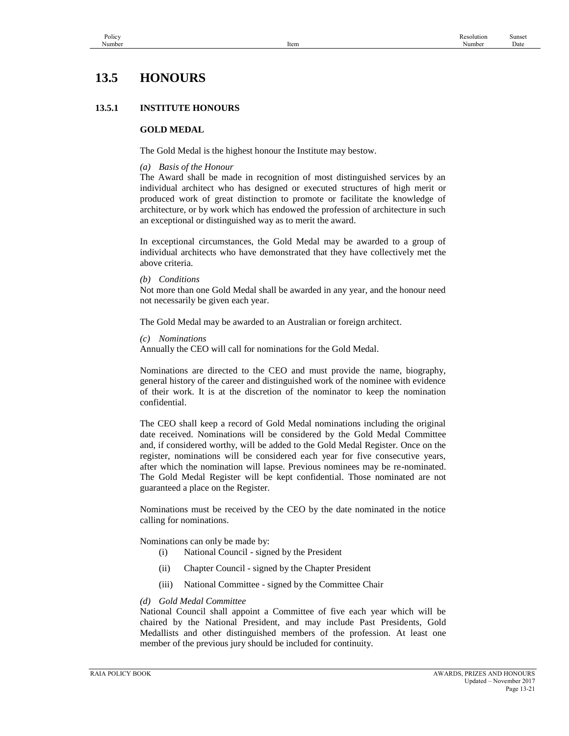# 13.5 HONOURS

## 13.5.1 INSTITUTE HONOURS

### GOLD MEDAL

The Gold Medal is the highest honour the Institute may bestow.

*(a) Basis of the Honour*

The Award shall be made in recognition of most distinguished services by an individual architect who has designed or executed structures of high merit or produced work of great distinction to promote or facilitate the knowledge of architecture, or by work which has endowed the profession of architecture in such an exceptional or distinguished way as to merit the award.

In exceptional circumstances, the Gold Medal may be awarded to a group of individual architects who have demonstrated that they have collectively met the above criteria.

*(b) Conditions*

Not more than one Gold Medal shall be awarded in any year, and the honour need not necessarily be given each year.

The Gold Medal may be awarded to an Australian or foreign architect.

*(c) Nominations*

Annually the CEO will call for nominations for the Gold Medal.

Nominations are directed to the CEO and must provide the name, biography, general history of the career and distinguished work of the nominee with evidence of their work. It is at the discretion of the nominator to keep the nomination confidential.

The CEO shall keep a record of Gold Medal nominations including the original date received. Nominations will be considered by the Gold Medal Committee and, if considered worthy, will be added to the Gold Medal Register. Once on the register, nominations will be considered each year for five consecutive years, after which the nomination will lapse. Previous nominees may be re-nominated. The Gold Medal Register will be kept confidential. Those nominated are not guaranteed a place on the Register.

Nominations must be received by the CEO by the date nominated in the notice calling for nominations.

Nominations can only be made by:

(i) National Council - signed by the President

(ii) Chapter Council - signed by the Chapter President

(iii) National Committee - signed by the Committee Chair

*(d) Gold Medal Committee*

National Council shall appoint a Committee of five each year which will be chaired by the National President, and may include Past Presidents, Gold Medallists and other distinguished members of the profession. At least one member of the previous jury should be included for continuity.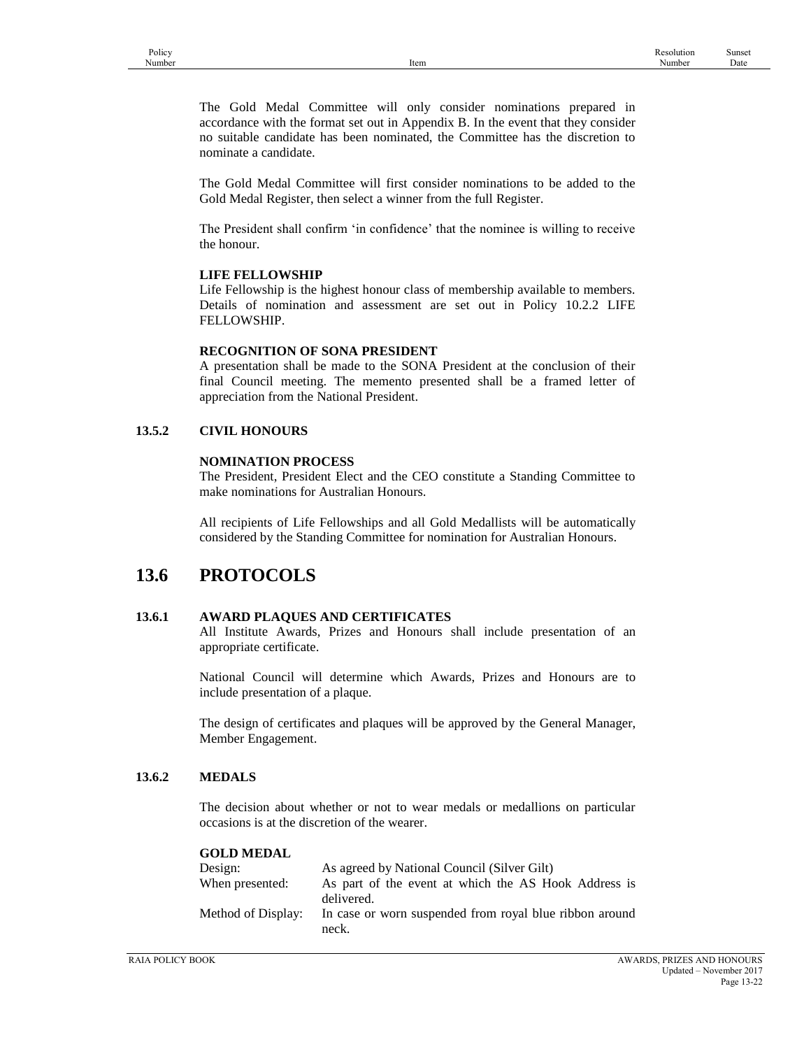The Gold Medal Committee will only consider nominations prepared in accordance with the format set out in Appendix B. In the event that they consider no suitable candidate has been nominated, the Committee has the discretion to nominate a candidate.

The Gold Medal Committee will first consider nominations to be added to the Gold Medal Register, then select a winner from the full Register.

The President shall confirm 'in confidence' that the nominee is willing to receive the honour.

**LIFE FELLOWSHIP**
Life Fellowship is the highest honour class of membership available to members. Details of nomination and assessment are set out in Policy 10.2.2 LIFE FELLOWSHIP.

**RECOGNITION OF SONA PRESIDENT**
A presentation shall be made to the SONA President at the conclusion of their final Council meeting. The memento presented shall be a framed letter of appreciation from the National President.

### 13.5.2 CIVIL HONOURS

**NOMINATION PROCESS**
The President, President Elect and the CEO constitute a Standing Committee to make nominations for Australian Honours.

All recipients of Life Fellowships and all Gold Medallists will be automatically considered by the Standing Committee for nomination for Australian Honours.

## 13.6 PROTOCOLS

### 13.6.1 AWARD PLAQUES AND CERTIFICATES

All Institute Awards, Prizes and Honours shall include presentation of an appropriate certificate.

National Council will determine which Awards, Prizes and Honours are to include presentation of a plaque.

The design of certificates and plaques will be approved by the General Manager, Member Engagement.

### 13.6.2 MEDALS

The decision about whether or not to wear medals or medallions on particular occasions is at the discretion of the wearer.

**GOLD MEDAL**

| | |
|---|---|
| Design: | As agreed by National Council (Silver Gilt) |
| When presented: | As part of the event at which the AS Hook Address is delivered. |
| Method of Display: | In case or worn suspended from royal blue ribbon around neck. |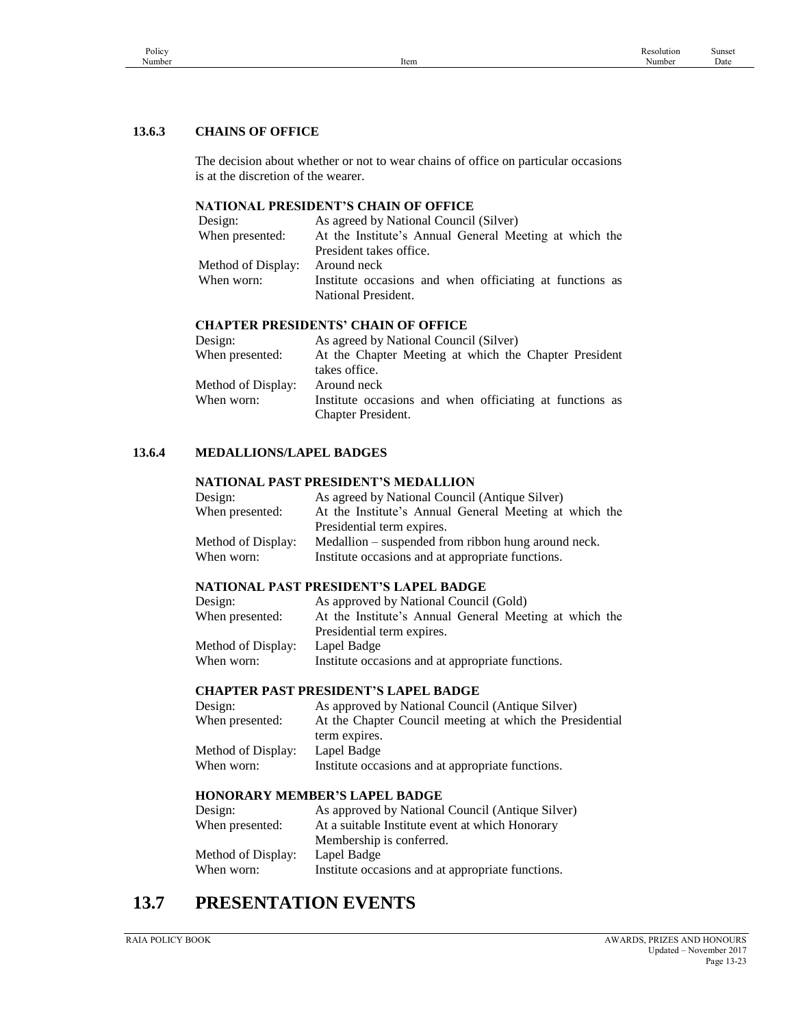### 13.6.3 CHAINS OF OFFICE

The decision about whether or not to wear chains of office on particular occasions is at the discretion of the wearer.

**NATIONAL PRESIDENT'S CHAIN OF OFFICE**

| | |
|---|---|
| Design: | As agreed by National Council (Silver) |
| When presented: | At the Institute's Annual General Meeting at which the President takes office. |
| Method of Display: | Around neck |
| When worn: | Institute occasions and when officiating at functions as National President. |

**CHAPTER PRESIDENTS' CHAIN OF OFFICE**

| | |
|---|---|
| Design: | As agreed by National Council (Silver) |
| When presented: | At the Chapter Meeting at which the Chapter President takes office. |
| Method of Display: | Around neck |
| When worn: | Institute occasions and when officiating at functions as Chapter President. |

### 13.6.4 MEDALLIONS/LAPEL BADGES

**NATIONAL PAST PRESIDENT'S MEDALLION**

| | |
|---|---|
| Design: | As agreed by National Council (Antique Silver) |
| When presented: | At the Institute's Annual General Meeting at which the Presidential term expires. |
| Method of Display: | Medallion – suspended from ribbon hung around neck. |
| When worn: | Institute occasions and at appropriate functions. |

**NATIONAL PAST PRESIDENT'S LAPEL BADGE**

| | |
|---|---|
| Design: | As approved by National Council (Gold) |
| When presented: | At the Institute's Annual General Meeting at which the Presidential term expires. |
| Method of Display: | Lapel Badge |
| When worn: | Institute occasions and at appropriate functions. |

**CHAPTER PAST PRESIDENT'S LAPEL BADGE**

| | |
|---|---|
| Design: | As approved by National Council (Antique Silver) |
| When presented: | At the Chapter Council meeting at which the Presidential term expires. |
| Method of Display: | Lapel Badge |
| When worn: | Institute occasions and at appropriate functions. |

**HONORARY MEMBER'S LAPEL BADGE**

| | |
|---|---|
| Design: | As approved by National Council (Antique Silver) |
| When presented: | At a suitable Institute event at which Honorary Membership is conferred. |
| Method of Display: | Lapel Badge |
| When worn: | Institute occasions and at appropriate functions. |

## 13.7 PRESENTATION EVENTS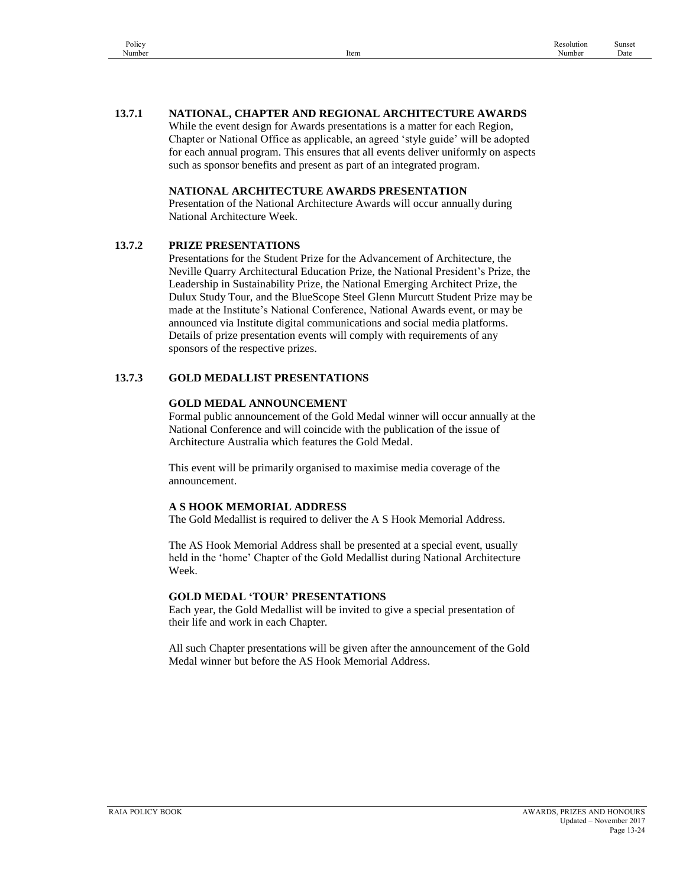**13.7.1 NATIONAL, CHAPTER AND REGIONAL ARCHITECTURE AWARDS**

While the event design for Awards presentations is a matter for each Region, Chapter or National Office as applicable, an agreed 'style guide' will be adopted for each annual program. This ensures that all events deliver uniformly on aspects such as sponsor benefits and present as part of an integrated program.

**NATIONAL ARCHITECTURE AWARDS PRESENTATION**

Presentation of the National Architecture Awards will occur annually during National Architecture Week.

**13.7.2 PRIZE PRESENTATIONS**

Presentations for the Student Prize for the Advancement of Architecture, the Neville Quarry Architectural Education Prize, the National President's Prize, the Leadership in Sustainability Prize, the National Emerging Architect Prize, the Dulux Study Tour, and the BlueScope Steel Glenn Murcutt Student Prize may be made at the Institute's National Conference, National Awards event, or may be announced via Institute digital communications and social media platforms. Details of prize presentation events will comply with requirements of any sponsors of the respective prizes.

**13.7.3 GOLD MEDALLIST PRESENTATIONS**

**GOLD MEDAL ANNOUNCEMENT**

Formal public announcement of the Gold Medal winner will occur annually at the National Conference and will coincide with the publication of the issue of Architecture Australia which features the Gold Medal.

This event will be primarily organised to maximise media coverage of the announcement.

**A S HOOK MEMORIAL ADDRESS**

The Gold Medallist is required to deliver the A S Hook Memorial Address.

The AS Hook Memorial Address shall be presented at a special event, usually held in the 'home' Chapter of the Gold Medallist during National Architecture Week.

**GOLD MEDAL 'TOUR' PRESENTATIONS**

Each year, the Gold Medallist will be invited to give a special presentation of their life and work in each Chapter.

All such Chapter presentations will be given after the announcement of the Gold Medal winner but before the AS Hook Memorial Address.